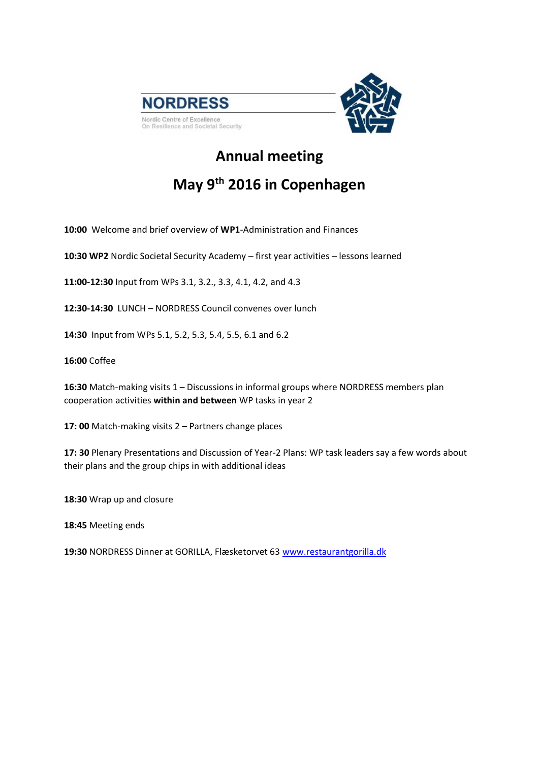NORDRESS

Nordic Centre of Excellence
On Resilience and Societal Security

# Annual meeting

# May 9th 2016 in Copenhagen

**10:00** Welcome and brief overview of **WP1**-Administration and Finances

**10:30 WP2** Nordic Societal Security Academy – first year activities – lessons learned

**11:00-12:30** Input from WPs 3.1, 3.2., 3.3, 4.1, 4.2, and 4.3

**12:30-14:30** LUNCH – NORDRESS Council convenes over lunch

**14:30** Input from WPs 5.1, 5.2, 5.3, 5.4, 5.5, 6.1 and 6.2

**16:00** Coffee

**16:30** Match-making visits 1 – Discussions in informal groups where NORDRESS members plan cooperation activities **within and between** WP tasks in year 2

**17: 00** Match-making visits 2 – Partners change places

**17: 30** Plenary Presentations and Discussion of Year-2 Plans: WP task leaders say a few words about their plans and the group chips in with additional ideas

**18:30** Wrap up and closure

**18:45** Meeting ends

**19:30** NORDRESS Dinner at GORILLA, Flæsketorvet 63 www.restaurantgorilla.dk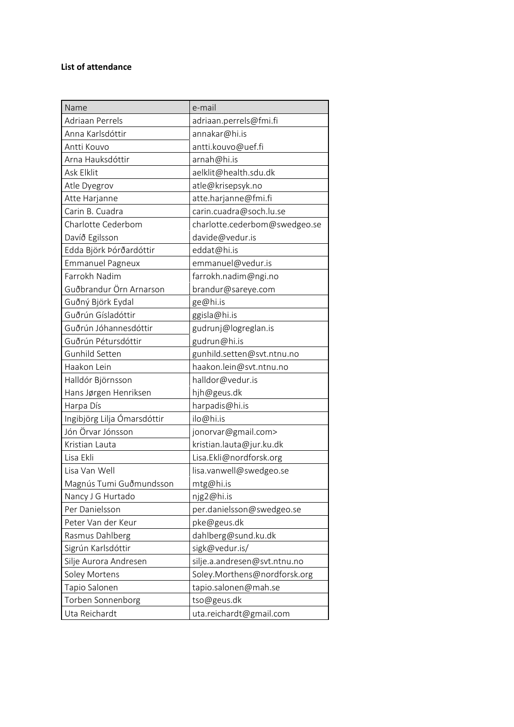**List of attendance**

| Name | e-mail |
|---|---|
| Adriaan Perrels | adriaan.perrels@fmi.fi |
| Anna Karlsdóttir | annakar@hi.is |
| Antti Kouvo | antti.kouvo@uef.fi |
| Arna Hauksdóttir | arnah@hi.is |
| Ask Elklit | aelklit@health.sdu.dk |
| Atle Dyegrov | atle@krisepsyk.no |
| Atte Harjanne | atte.harjanne@fmi.fi |
| Carin B. Cuadra | carin.cuadra@soch.lu.se |
| Charlotte Cederbom | charlotte.cederbom@swedgeo.se |
| Davíð Egilsson | davide@vedur.is |
| Edda Björk Þórðardóttir | eddat@hi.is |
| Emmanuel Pagneux | emmanuel@vedur.is |
| Farrokh Nadim | farrokh.nadim@ngi.no |
| Guðbrandur Örn Arnarson | brandur@sareye.com |
| Guðný Björk Eydal | ge@hi.is |
| Guðrún Gísladóttir | ggisla@hi.is |
| Guðrún Jóhannesdóttir | gudrunj@logreglan.is |
| Guðrún Pétursdóttir | gudrun@hi.is |
| Gunhild Setten | gunhild.setten@svt.ntnu.no |
| Haakon Lein | haakon.lein@svt.ntnu.no |
| Halldór Björnsson | halldor@vedur.is |
| Hans Jørgen Henriksen | hjh@geus.dk |
| Harpa Dís | harpadis@hi.is |
| Ingibjörg Lilja Ómarsdóttir | ilo@hi.is |
| Jón Örvar Jónsson | jonorvar@gmail.com> |
| Kristian Lauta | kristian.lauta@jur.ku.dk |
| Lisa Ekli | Lisa.Ekli@nordforsk.org |
| Lisa Van Well | lisa.vanwell@swedgeo.se |
| Magnús Tumi Guðmundsson | mtg@hi.is |
| Nancy J G Hurtado | njg2@hi.is |
| Per Danielsson | per.danielsson@swedgeo.se |
| Peter Van der Keur | pke@geus.dk |
| Rasmus Dahlberg | dahlberg@sund.ku.dk |
| Sigrún Karlsdóttir | sigk@vedur.is/ |
| Silje Aurora Andresen | silje.a.andresen@svt.ntnu.no |
| Soley Mortens | Soley.Morthens@nordforsk.org |
| Tapio Salonen | tapio.salonen@mah.se |
| Torben Sonnenborg | tso@geus.dk |
| Uta Reichardt | uta.reichardt@gmail.com |